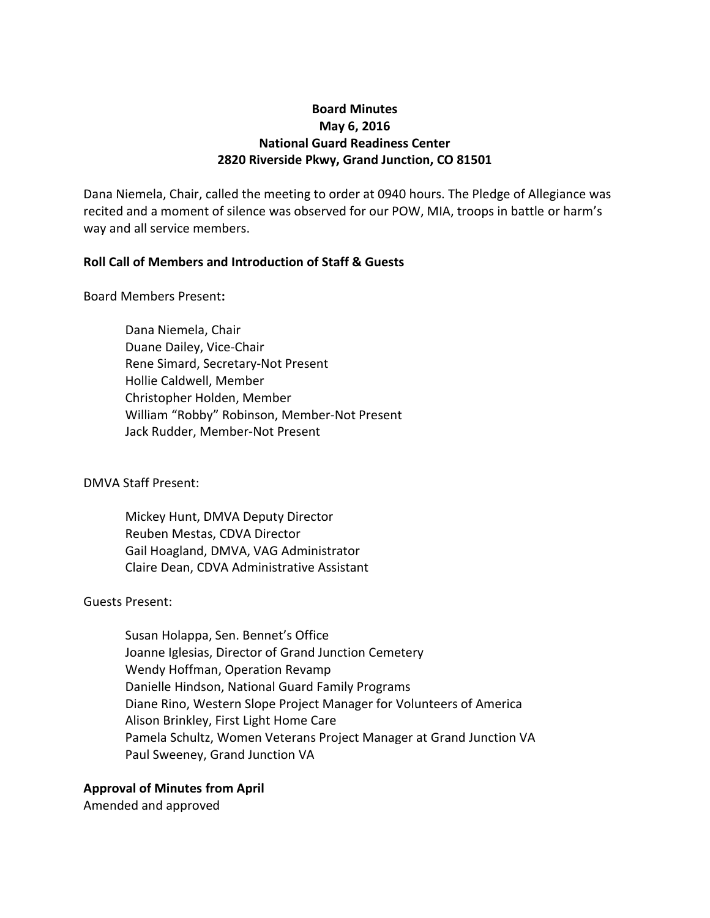**Board Minutes**
**May 6, 2016**
**National Guard Readiness Center**
**2820 Riverside Pkwy, Grand Junction, CO 81501**

Dana Niemela, Chair, called the meeting to order at 0940 hours. The Pledge of Allegiance was recited and a moment of silence was observed for our POW, MIA, troops in battle or harm's way and all service members.

**Roll Call of Members and Introduction of Staff & Guests**

Board Members Present**:**

- Dana Niemela, Chair
- Duane Dailey, Vice-Chair
- Rene Simard, Secretary-Not Present
- Hollie Caldwell, Member
- Christopher Holden, Member
- William "Robby" Robinson, Member-Not Present
- Jack Rudder, Member-Not Present

DMVA Staff Present:

- Mickey Hunt, DMVA Deputy Director
- Reuben Mestas, CDVA Director
- Gail Hoagland, DMVA, VAG Administrator
- Claire Dean, CDVA Administrative Assistant

Guests Present:

- Susan Holappa, Sen. Bennet's Office
- Joanne Iglesias, Director of Grand Junction Cemetery
- Wendy Hoffman, Operation Revamp
- Danielle Hindson, National Guard Family Programs
- Diane Rino, Western Slope Project Manager for Volunteers of America
- Alison Brinkley, First Light Home Care
- Pamela Schultz, Women Veterans Project Manager at Grand Junction VA
- Paul Sweeney, Grand Junction VA

**Approval of Minutes from April**
Amended and approved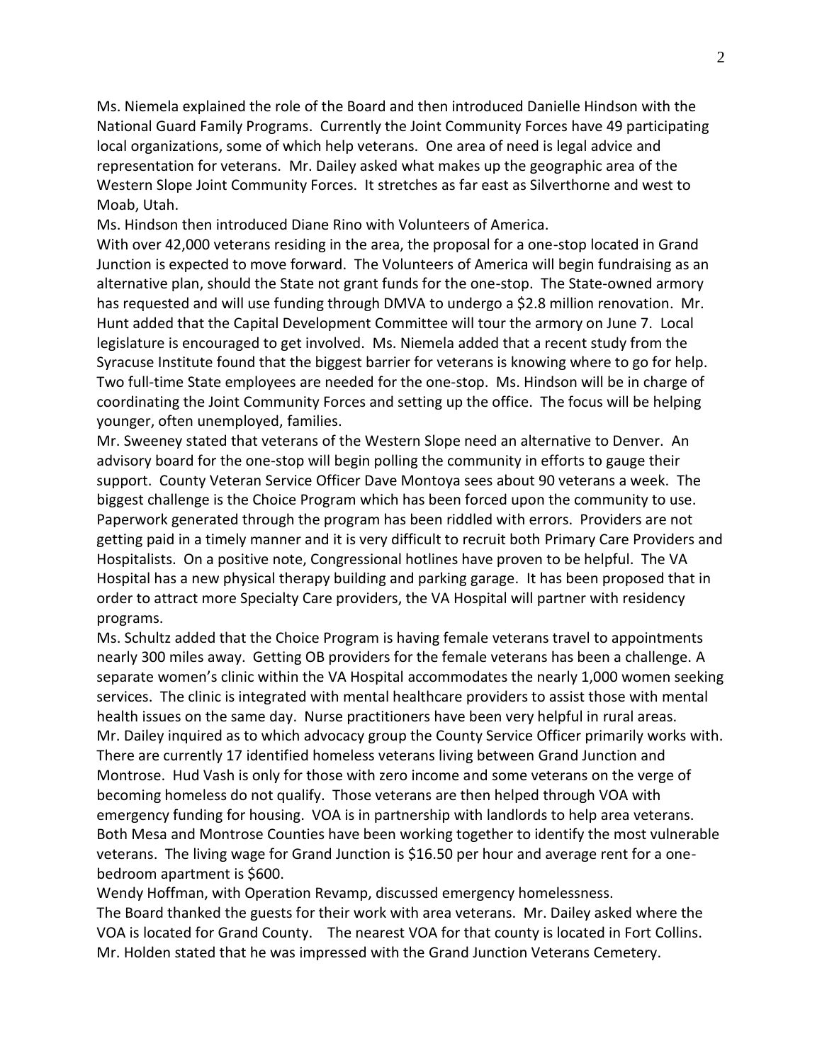Ms. Niemela explained the role of the Board and then introduced Danielle Hindson with the National Guard Family Programs. Currently the Joint Community Forces have 49 participating local organizations, some of which help veterans. One area of need is legal advice and representation for veterans. Mr. Dailey asked what makes up the geographic area of the Western Slope Joint Community Forces. It stretches as far east as Silverthorne and west to Moab, Utah.

Ms. Hindson then introduced Diane Rino with Volunteers of America.

With over 42,000 veterans residing in the area, the proposal for a one-stop located in Grand Junction is expected to move forward. The Volunteers of America will begin fundraising as an alternative plan, should the State not grant funds for the one-stop. The State-owned armory has requested and will use funding through DMVA to undergo a $2.8 million renovation. Mr. Hunt added that the Capital Development Committee will tour the armory on June 7. Local legislature is encouraged to get involved. Ms. Niemela added that a recent study from the Syracuse Institute found that the biggest barrier for veterans is knowing where to go for help. Two full-time State employees are needed for the one-stop. Ms. Hindson will be in charge of coordinating the Joint Community Forces and setting up the office. The focus will be helping younger, often unemployed, families.

Mr. Sweeney stated that veterans of the Western Slope need an alternative to Denver. An advisory board for the one-stop will begin polling the community in efforts to gauge their support. County Veteran Service Officer Dave Montoya sees about 90 veterans a week. The biggest challenge is the Choice Program which has been forced upon the community to use. Paperwork generated through the program has been riddled with errors. Providers are not getting paid in a timely manner and it is very difficult to recruit both Primary Care Providers and Hospitalists. On a positive note, Congressional hotlines have proven to be helpful. The VA Hospital has a new physical therapy building and parking garage. It has been proposed that in order to attract more Specialty Care providers, the VA Hospital will partner with residency programs.

Ms. Schultz added that the Choice Program is having female veterans travel to appointments nearly 300 miles away. Getting OB providers for the female veterans has been a challenge. A separate women's clinic within the VA Hospital accommodates the nearly 1,000 women seeking services. The clinic is integrated with mental healthcare providers to assist those with mental health issues on the same day. Nurse practitioners have been very helpful in rural areas.

Mr. Dailey inquired as to which advocacy group the County Service Officer primarily works with. There are currently 17 identified homeless veterans living between Grand Junction and Montrose. Hud Vash is only for those with zero income and some veterans on the verge of becoming homeless do not qualify. Those veterans are then helped through VOA with emergency funding for housing. VOA is in partnership with landlords to help area veterans. Both Mesa and Montrose Counties have been working together to identify the most vulnerable veterans. The living wage for Grand Junction is $16.50 per hour and average rent for a one-bedroom apartment is $600.

Wendy Hoffman, with Operation Revamp, discussed emergency homelessness.

The Board thanked the guests for their work with area veterans. Mr. Dailey asked where the VOA is located for Grand County. The nearest VOA for that county is located in Fort Collins.

Mr. Holden stated that he was impressed with the Grand Junction Veterans Cemetery.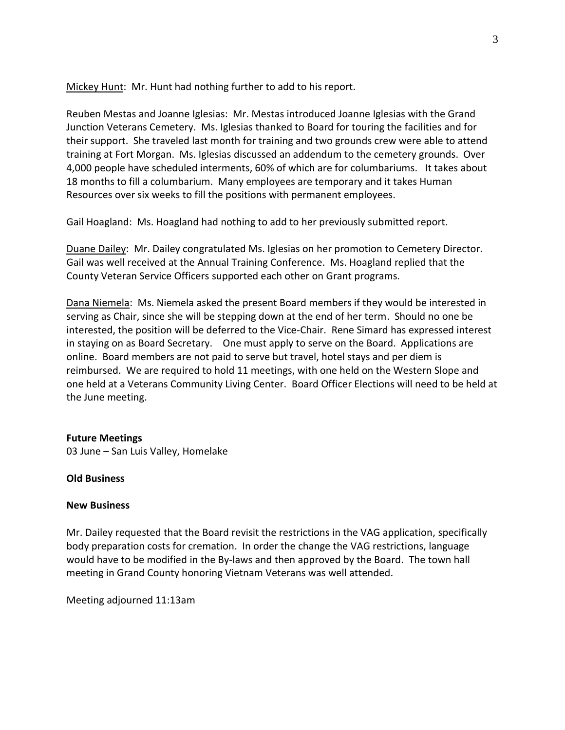Mickey Hunt: Mr. Hunt had nothing further to add to his report.

Reuben Mestas and Joanne Iglesias: Mr. Mestas introduced Joanne Iglesias with the Grand Junction Veterans Cemetery. Ms. Iglesias thanked to Board for touring the facilities and for their support. She traveled last month for training and two grounds crew were able to attend training at Fort Morgan. Ms. Iglesias discussed an addendum to the cemetery grounds. Over 4,000 people have scheduled interments, 60% of which are for columbariums. It takes about 18 months to fill a columbarium. Many employees are temporary and it takes Human Resources over six weeks to fill the positions with permanent employees.

Gail Hoagland: Ms. Hoagland had nothing to add to her previously submitted report.

Duane Dailey: Mr. Dailey congratulated Ms. Iglesias on her promotion to Cemetery Director. Gail was well received at the Annual Training Conference. Ms. Hoagland replied that the County Veteran Service Officers supported each other on Grant programs.

Dana Niemela: Ms. Niemela asked the present Board members if they would be interested in serving as Chair, since she will be stepping down at the end of her term. Should no one be interested, the position will be deferred to the Vice-Chair. Rene Simard has expressed interest in staying on as Board Secretary. One must apply to serve on the Board. Applications are online. Board members are not paid to serve but travel, hotel stays and per diem is reimbursed. We are required to hold 11 meetings, with one held on the Western Slope and one held at a Veterans Community Living Center. Board Officer Elections will need to be held at the June meeting.

**Future Meetings**

03 June – San Luis Valley, Homelake

**Old Business**

**New Business**

Mr. Dailey requested that the Board revisit the restrictions in the VAG application, specifically body preparation costs for cremation. In order the change the VAG restrictions, language would have to be modified in the By-laws and then approved by the Board. The town hall meeting in Grand County honoring Vietnam Veterans was well attended.

Meeting adjourned 11:13am